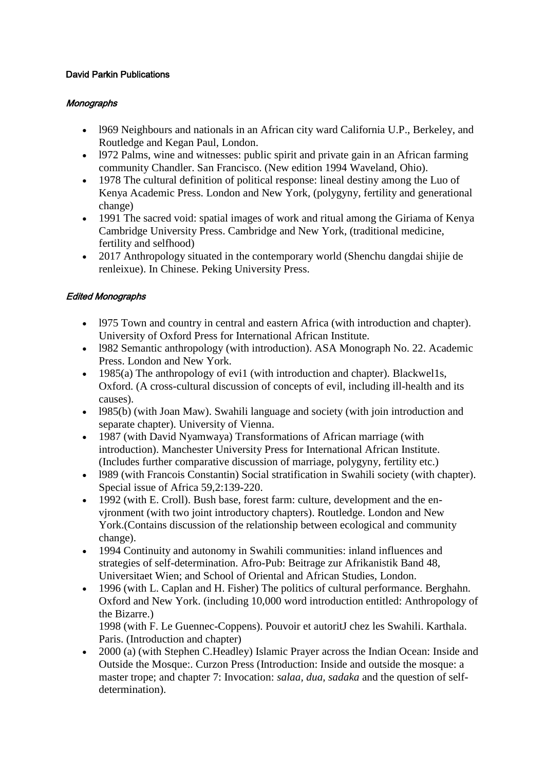**David Parkin Publications**

***Monographs***

- l969 Neighbours and nationals in an African city ward California U.P., Berkeley, and Routledge and Kegan Paul, London.
- l972 Palms, wine and witnesses: public spirit and private gain in an African farming community Chandler. San Francisco. (New edition 1994 Waveland, Ohio).
- 1978 The cultural definition of political response: lineal destiny among the Luo of Kenya Academic Press. London and New York, (polygyny, fertility and generational change)
- 1991 The sacred void: spatial images of work and ritual among the Giriama of Kenya Cambridge University Press. Cambridge and New York, (traditional medicine, fertility and selfhood)
- 2017 Anthropology situated in the contemporary world (Shenchu dangdai shijie de renleixue). In Chinese. Peking University Press.

***Edited Monographs***

- l975 Town and country in central and eastern Africa (with introduction and chapter). University of Oxford Press for International African Institute.
- l982 Semantic anthropology (with introduction). ASA Monograph No. 22. Academic Press. London and New York.
- 1985(a) The anthropology of evi1 (with introduction and chapter). Blackwel1s, Oxford. (A cross-cultural discussion of concepts of evil, including ill-health and its causes).
- l985(b) (with Joan Maw). Swahili language and society (with join introduction and separate chapter). University of Vienna.
- 1987 (with David Nyamwaya) Transformations of African marriage (with introduction). Manchester University Press for International African Institute. (Includes further comparative discussion of marriage, polygyny, fertility etc.)
- l989 (with Francois Constantin) Social stratification in Swahili society (with chapter). Special issue of Africa 59,2:139-220.
- 1992 (with E. Croll). Bush base, forest farm: culture, development and the en-vjronment (with two joint introductory chapters). Routledge. London and New York.(Contains discussion of the relationship between ecological and community change).
- 1994 Continuity and autonomy in Swahili communities: inland influences and strategies of self-determination. Afro-Pub: Beitrage zur Afrikanistik Band 48, Universitaet Wien; and School of Oriental and African Studies, London.
- 1996 (with L. Caplan and H. Fisher) The politics of cultural performance. Berghahn. Oxford and New York. (including 10,000 word introduction entitled: Anthropology of the Bizarre.)
  1998 (with F. Le Guennec-Coppens). Pouvoir et autoritJ chez les Swahili. Karthala. Paris. (Introduction and chapter)
- 2000 (a) (with Stephen C.Headley) Islamic Prayer across the Indian Ocean: Inside and Outside the Mosque:. Curzon Press (Introduction: Inside and outside the mosque: a master trope; and chapter 7: Invocation: *salaa, dua, sadaka* and the question of self-determination).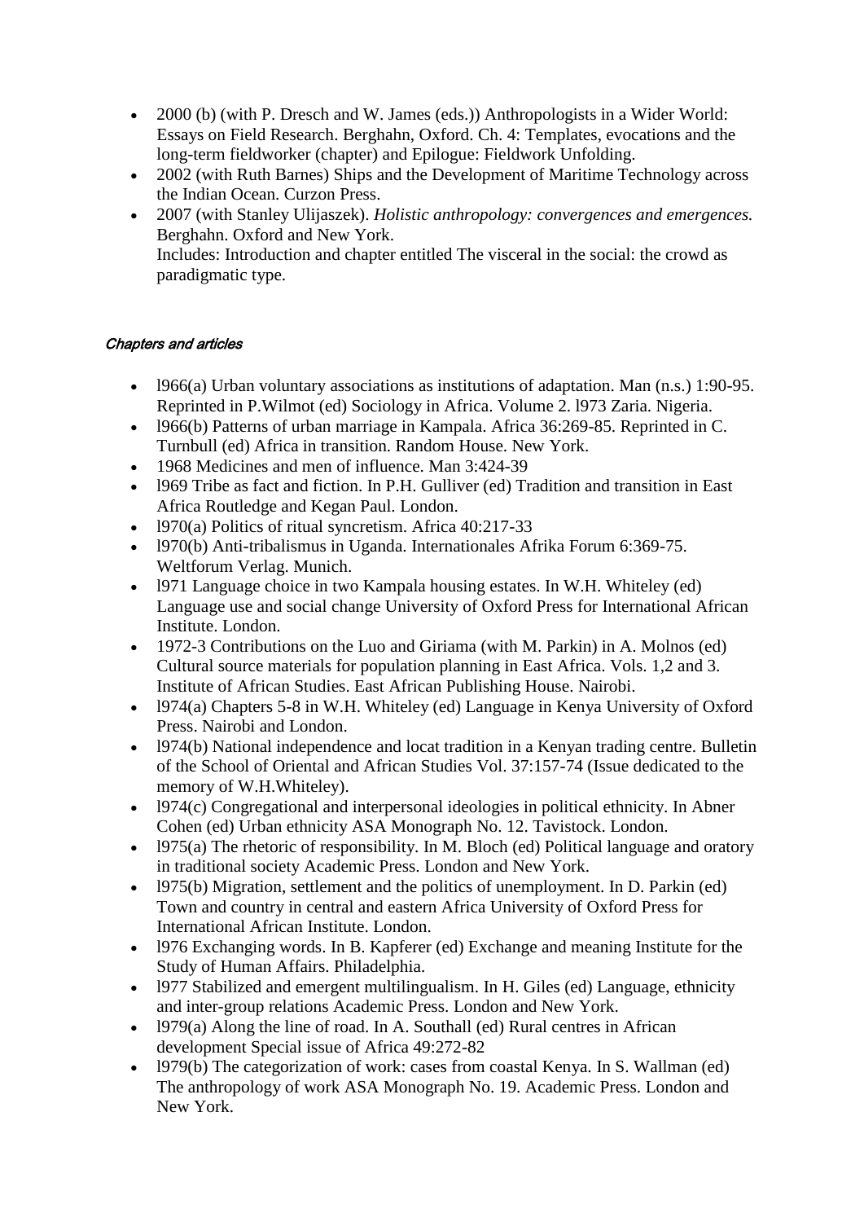- 2000 (b) (with P. Dresch and W. James (eds.)) Anthropologists in a Wider World: Essays on Field Research. Berghahn, Oxford. Ch. 4: Templates, evocations and the long-term fieldworker (chapter) and Epilogue: Fieldwork Unfolding.
- 2002 (with Ruth Barnes) Ships and the Development of Maritime Technology across the Indian Ocean. Curzon Press.
- 2007 (with Stanley Ulijaszek). *Holistic anthropology: convergences and emergences.* Berghahn. Oxford and New York.
  Includes: Introduction and chapter entitled The visceral in the social: the crowd as paradigmatic type.

*Chapters and articles*

- l966(a) Urban voluntary associations as institutions of adaptation. Man (n.s.) 1:90-95. Reprinted in P.Wilmot (ed) Sociology in Africa. Volume 2. l973 Zaria. Nigeria.
- l966(b) Patterns of urban marriage in Kampala. Africa 36:269-85. Reprinted in C. Turnbull (ed) Africa in transition. Random House. New York.
- 1968 Medicines and men of influence. Man 3:424-39
- l969 Tribe as fact and fiction. In P.H. Gulliver (ed) Tradition and transition in East Africa Routledge and Kegan Paul. London.
- l970(a) Politics of ritual syncretism. Africa 40:217-33
- l970(b) Anti-tribalismus in Uganda. Internationales Afrika Forum 6:369-75. Weltforum Verlag. Munich.
- l971 Language choice in two Kampala housing estates. In W.H. Whiteley (ed) Language use and social change University of Oxford Press for International African Institute. London.
- 1972-3 Contributions on the Luo and Giriama (with M. Parkin) in A. Molnos (ed) Cultural source materials for population planning in East Africa. Vols. 1,2 and 3. Institute of African Studies. East African Publishing House. Nairobi.
- l974(a) Chapters 5-8 in W.H. Whiteley (ed) Language in Kenya University of Oxford Press. Nairobi and London.
- l974(b) National independence and locat tradition in a Kenyan trading centre. Bulletin of the School of Oriental and African Studies Vol. 37:157-74 (Issue dedicated to the memory of W.H.Whiteley).
- l974(c) Congregational and interpersonal ideologies in political ethnicity. In Abner Cohen (ed) Urban ethnicity ASA Monograph No. 12. Tavistock. London.
- l975(a) The rhetoric of responsibility. In M. Bloch (ed) Political language and oratory in traditional society Academic Press. London and New York.
- l975(b) Migration, settlement and the politics of unemployment. In D. Parkin (ed) Town and country in central and eastern Africa University of Oxford Press for International African Institute. London.
- l976 Exchanging words. In B. Kapferer (ed) Exchange and meaning Institute for the Study of Human Affairs. Philadelphia.
- l977 Stabilized and emergent multilingualism. In H. Giles (ed) Language, ethnicity and inter-group relations Academic Press. London and New York.
- l979(a) Along the line of road. In A. Southall (ed) Rural centres in African development Special issue of Africa 49:272-82
- l979(b) The categorization of work: cases from coastal Kenya. In S. Wallman (ed) The anthropology of work ASA Monograph No. 19. Academic Press. London and New York.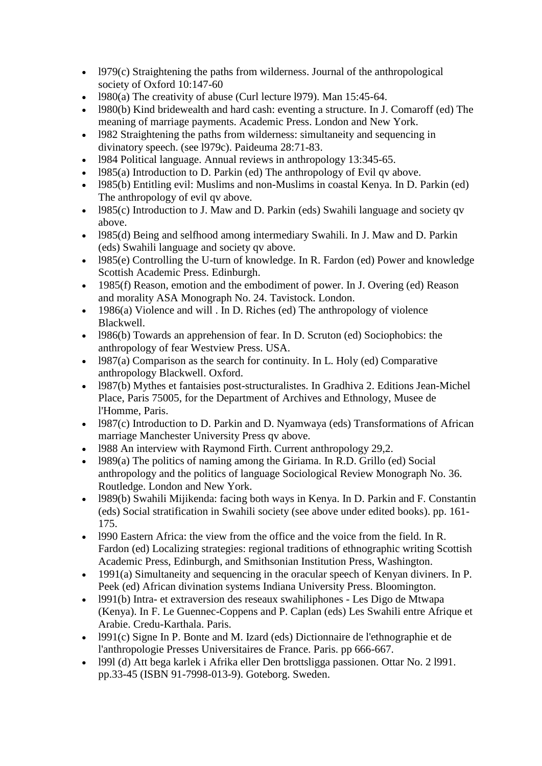- l979(c) Straightening the paths from wilderness. Journal of the anthropological society of Oxford 10:147-60
- l980(a) The creativity of abuse (Curl lecture l979). Man 15:45-64.
- l980(b) Kind bridewealth and hard cash: eventing a structure. In J. Comaroff (ed) The meaning of marriage payments. Academic Press. London and New York.
- l982 Straightening the paths from wilderness: simultaneity and sequencing in divinatory speech. (see l979c). Paideuma 28:71-83.
- l984 Political language. Annual reviews in anthropology 13:345-65.
- l985(a) Introduction to D. Parkin (ed) The anthropology of Evil qv above.
- l985(b) Entitling evil: Muslims and non-Muslims in coastal Kenya. In D. Parkin (ed) The anthropology of evil qv above.
- l985(c) Introduction to J. Maw and D. Parkin (eds) Swahili language and society qv above.
- l985(d) Being and selfhood among intermediary Swahili. In J. Maw and D. Parkin (eds) Swahili language and society qv above.
- l985(e) Controlling the U-turn of knowledge. In R. Fardon (ed) Power and knowledge Scottish Academic Press. Edinburgh.
- 1985(f) Reason, emotion and the embodiment of power. In J. Overing (ed) Reason and morality ASA Monograph No. 24. Tavistock. London.
- 1986(a) Violence and will . In D. Riches (ed) The anthropology of violence Blackwell.
- l986(b) Towards an apprehension of fear. In D. Scruton (ed) Sociophobics: the anthropology of fear Westview Press. USA.
- l987(a) Comparison as the search for continuity. In L. Holy (ed) Comparative anthropology Blackwell. Oxford.
- l987(b) Mythes et fantaisies post-structuralistes. In Gradhiva 2. Editions Jean-Michel Place, Paris 75005, for the Department of Archives and Ethnology, Musee de l'Homme, Paris.
- l987(c) Introduction to D. Parkin and D. Nyamwaya (eds) Transformations of African marriage Manchester University Press qv above.
- l988 An interview with Raymond Firth. Current anthropology 29,2.
- l989(a) The politics of naming among the Giriama. In R.D. Grillo (ed) Social anthropology and the politics of language Sociological Review Monograph No. 36. Routledge. London and New York.
- l989(b) Swahili Mijikenda: facing both ways in Kenya. In D. Parkin and F. Constantin (eds) Social stratification in Swahili society (see above under edited books). pp. 161-175.
- l990 Eastern Africa: the view from the office and the voice from the field. In R. Fardon (ed) Localizing strategies: regional traditions of ethnographic writing Scottish Academic Press, Edinburgh, and Smithsonian Institution Press, Washington.
- 1991(a) Simultaneity and sequencing in the oracular speech of Kenyan diviners. In P. Peek (ed) African divination systems Indiana University Press. Bloomington.
- l991(b) Intra- et extraversion des reseaux swahiliphones - Les Digo de Mtwapa (Kenya). In F. Le Guennec-Coppens and P. Caplan (eds) Les Swahili entre Afrique et Arabie. Credu-Karthala. Paris.
- l991(c) Signe In P. Bonte and M. Izard (eds) Dictionnaire de l'ethnographie et de l'anthropologie Presses Universitaires de France. Paris. pp 666-667.
- l99l (d) Att bega karlek i Afrika eller Den brottsligga passionen. Ottar No. 2 l991. pp.33-45 (ISBN 91-7998-013-9). Goteborg. Sweden.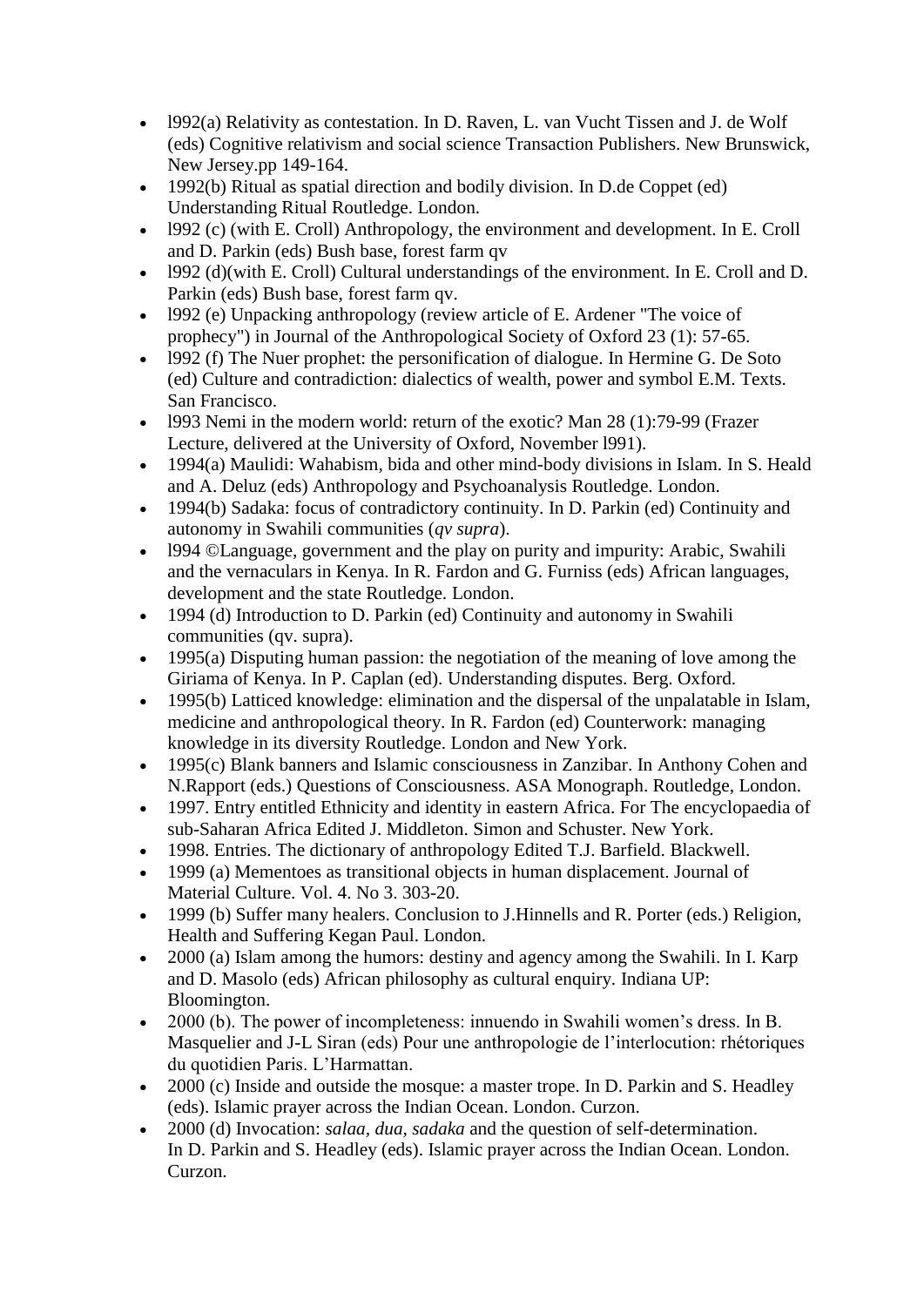- l992(a) Relativity as contestation. In D. Raven, L. van Vucht Tissen and J. de Wolf (eds) Cognitive relativism and social science Transaction Publishers. New Brunswick, New Jersey.pp 149-164.
- 1992(b) Ritual as spatial direction and bodily division. In D.de Coppet (ed) Understanding Ritual Routledge. London.
- l992 (c) (with E. Croll) Anthropology, the environment and development. In E. Croll and D. Parkin (eds) Bush base, forest farm qv
- l992 (d)(with E. Croll) Cultural understandings of the environment. In E. Croll and D. Parkin (eds) Bush base, forest farm qv.
- l992 (e) Unpacking anthropology (review article of E. Ardener "The voice of prophecy") in Journal of the Anthropological Society of Oxford 23 (1): 57-65.
- l992 (f) The Nuer prophet: the personification of dialogue. In Hermine G. De Soto (ed) Culture and contradiction: dialectics of wealth, power and symbol E.M. Texts. San Francisco.
- l993 Nemi in the modern world: return of the exotic? Man 28 (1):79-99 (Frazer Lecture, delivered at the University of Oxford, November l991).
- 1994(a) Maulidi: Wahabism, bida and other mind-body divisions in Islam. In S. Heald and A. Deluz (eds) Anthropology and Psychoanalysis Routledge. London.
- 1994(b) Sadaka: focus of contradictory continuity. In D. Parkin (ed) Continuity and autonomy in Swahili communities (*qv supra*).
- l994 ©Language, government and the play on purity and impurity: Arabic, Swahili and the vernaculars in Kenya. In R. Fardon and G. Furniss (eds) African languages, development and the state Routledge. London.
- 1994 (d) Introduction to D. Parkin (ed) Continuity and autonomy in Swahili communities (qv. supra).
- 1995(a) Disputing human passion: the negotiation of the meaning of love among the Giriama of Kenya. In P. Caplan (ed). Understanding disputes. Berg. Oxford.
- 1995(b) Latticed knowledge: elimination and the dispersal of the unpalatable in Islam, medicine and anthropological theory. In R. Fardon (ed) Counterwork: managing knowledge in its diversity Routledge. London and New York.
- 1995(c) Blank banners and Islamic consciousness in Zanzibar. In Anthony Cohen and N.Rapport (eds.) Questions of Consciousness. ASA Monograph. Routledge, London.
- 1997. Entry entitled Ethnicity and identity in eastern Africa. For The encyclopaedia of sub-Saharan Africa Edited J. Middleton. Simon and Schuster. New York.
- 1998. Entries. The dictionary of anthropology Edited T.J. Barfield. Blackwell.
- 1999 (a) Mementoes as transitional objects in human displacement. Journal of Material Culture. Vol. 4. No 3. 303-20.
- 1999 (b) Suffer many healers. Conclusion to J.Hinnells and R. Porter (eds.) Religion, Health and Suffering Kegan Paul. London.
- 2000 (a) Islam among the humors: destiny and agency among the Swahili. In I. Karp and D. Masolo (eds) African philosophy as cultural enquiry. Indiana UP: Bloomington.
- 2000 (b). The power of incompleteness: innuendo in Swahili women's dress. In B. Masquelier and J-L Siran (eds) Pour une anthropologie de l'interlocution: rhétoriques du quotidien Paris. L'Harmattan.
- 2000 (c) Inside and outside the mosque: a master trope. In D. Parkin and S. Headley (eds). Islamic prayer across the Indian Ocean. London. Curzon.
- 2000 (d) Invocation: *salaa, dua, sadaka* and the question of self-determination. In D. Parkin and S. Headley (eds). Islamic prayer across the Indian Ocean. London. Curzon.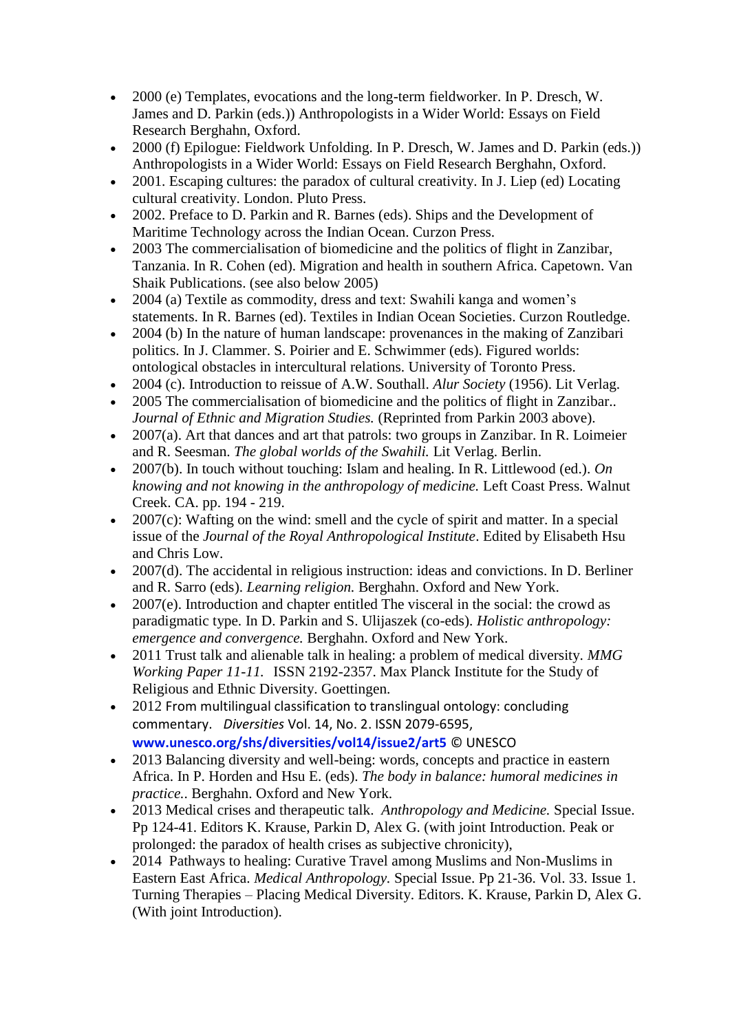- 2000 (e) Templates, evocations and the long-term fieldworker. In P. Dresch, W. James and D. Parkin (eds.)) Anthropologists in a Wider World: Essays on Field Research Berghahn, Oxford.
- 2000 (f) Epilogue: Fieldwork Unfolding. In P. Dresch, W. James and D. Parkin (eds.)) Anthropologists in a Wider World: Essays on Field Research Berghahn, Oxford.
- 2001. Escaping cultures: the paradox of cultural creativity. In J. Liep (ed) Locating cultural creativity. London. Pluto Press.
- 2002. Preface to D. Parkin and R. Barnes (eds). Ships and the Development of Maritime Technology across the Indian Ocean. Curzon Press.
- 2003 The commercialisation of biomedicine and the politics of flight in Zanzibar, Tanzania. In R. Cohen (ed). Migration and health in southern Africa. Capetown. Van Shaik Publications. (see also below 2005)
- 2004 (a) Textile as commodity, dress and text: Swahili kanga and women's statements. In R. Barnes (ed). Textiles in Indian Ocean Societies. Curzon Routledge.
- 2004 (b) In the nature of human landscape: provenances in the making of Zanzibari politics. In J. Clammer. S. Poirier and E. Schwimmer (eds). Figured worlds: ontological obstacles in intercultural relations. University of Toronto Press.
- 2004 (c). Introduction to reissue of A.W. Southall. *Alur Society* (1956). Lit Verlag.
- 2005 The commercialisation of biomedicine and the politics of flight in Zanzibar.. *Journal of Ethnic and Migration Studies.* (Reprinted from Parkin 2003 above).
- 2007(a). Art that dances and art that patrols: two groups in Zanzibar. In R. Loimeier and R. Seesman. *The global worlds of the Swahili.* Lit Verlag. Berlin.
- 2007(b). In touch without touching: Islam and healing. In R. Littlewood (ed.). *On knowing and not knowing in the anthropology of medicine.* Left Coast Press. Walnut Creek. CA. pp. 194 - 219.
- 2007(c): Wafting on the wind: smell and the cycle of spirit and matter. In a special issue of the *Journal of the Royal Anthropological Institute*. Edited by Elisabeth Hsu and Chris Low.
- 2007(d). The accidental in religious instruction: ideas and convictions. In D. Berliner and R. Sarro (eds). *Learning religion.* Berghahn. Oxford and New York.
- 2007(e). Introduction and chapter entitled The visceral in the social: the crowd as paradigmatic type. In D. Parkin and S. Ulijaszek (co-eds). *Holistic anthropology: emergence and convergence.* Berghahn. Oxford and New York.
- 2011 Trust talk and alienable talk in healing: a problem of medical diversity. *MMG Working Paper 11-11.* ISSN 2192-2357. Max Planck Institute for the Study of Religious and Ethnic Diversity. Goettingen.
- 2012 From multilingual classification to translingual ontology: concluding commentary. *Diversities* Vol. 14, No. 2. ISSN 2079-6595, **www.unesco.org/shs/diversities/vol14/issue2/art5** © UNESCO
- 2013 Balancing diversity and well-being: words, concepts and practice in eastern Africa. In P. Horden and Hsu E. (eds). *The body in balance: humoral medicines in practice.*. Berghahn. Oxford and New York.
- 2013 Medical crises and therapeutic talk. *Anthropology and Medicine.* Special Issue. Pp 124-41. Editors K. Krause, Parkin D, Alex G. (with joint Introduction. Peak or prolonged: the paradox of health crises as subjective chronicity),
- 2014 Pathways to healing: Curative Travel among Muslims and Non-Muslims in Eastern East Africa. *Medical Anthropology.* Special Issue. Pp 21-36. Vol. 33. Issue 1. Turning Therapies – Placing Medical Diversity. Editors. K. Krause, Parkin D, Alex G. (With joint Introduction).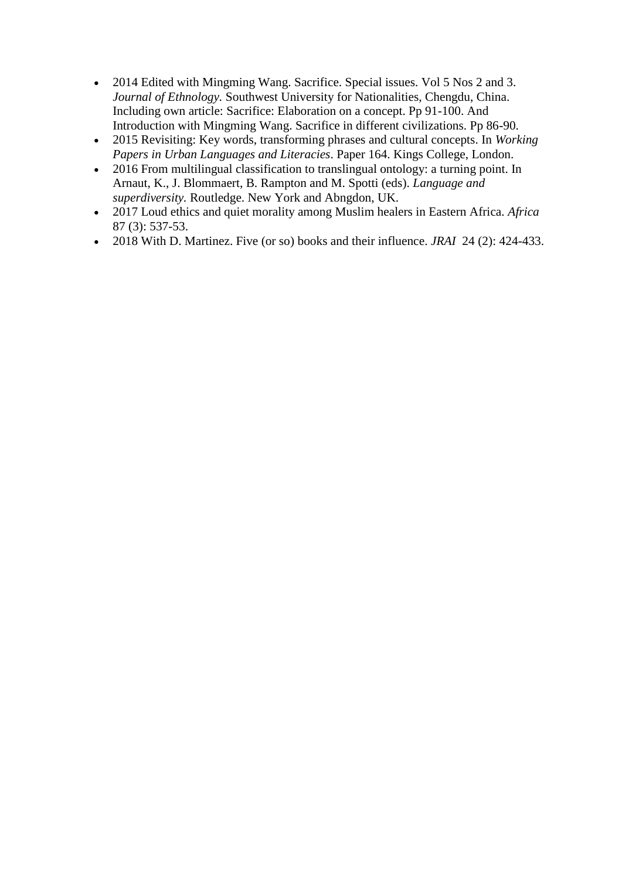- 2014 Edited with Mingming Wang. Sacrifice. Special issues. Vol 5 Nos 2 and 3. *Journal of Ethnology.* Southwest University for Nationalities, Chengdu, China. Including own article: Sacrifice: Elaboration on a concept. Pp 91-100. And Introduction with Mingming Wang. Sacrifice in different civilizations. Pp 86-90.
- 2015 Revisiting: Key words, transforming phrases and cultural concepts. In *Working Papers in Urban Languages and Literacies*. Paper 164. Kings College, London.
- 2016 From multilingual classification to translingual ontology: a turning point. In Arnaut, K., J. Blommaert, B. Rampton and M. Spotti (eds). *Language and superdiversity.* Routledge. New York and Abngdon, UK.
- 2017 Loud ethics and quiet morality among Muslim healers in Eastern Africa. *Africa* 87 (3): 537-53.
- 2018 With D. Martinez. Five (or so) books and their influence. *JRAI* 24 (2): 424-433.